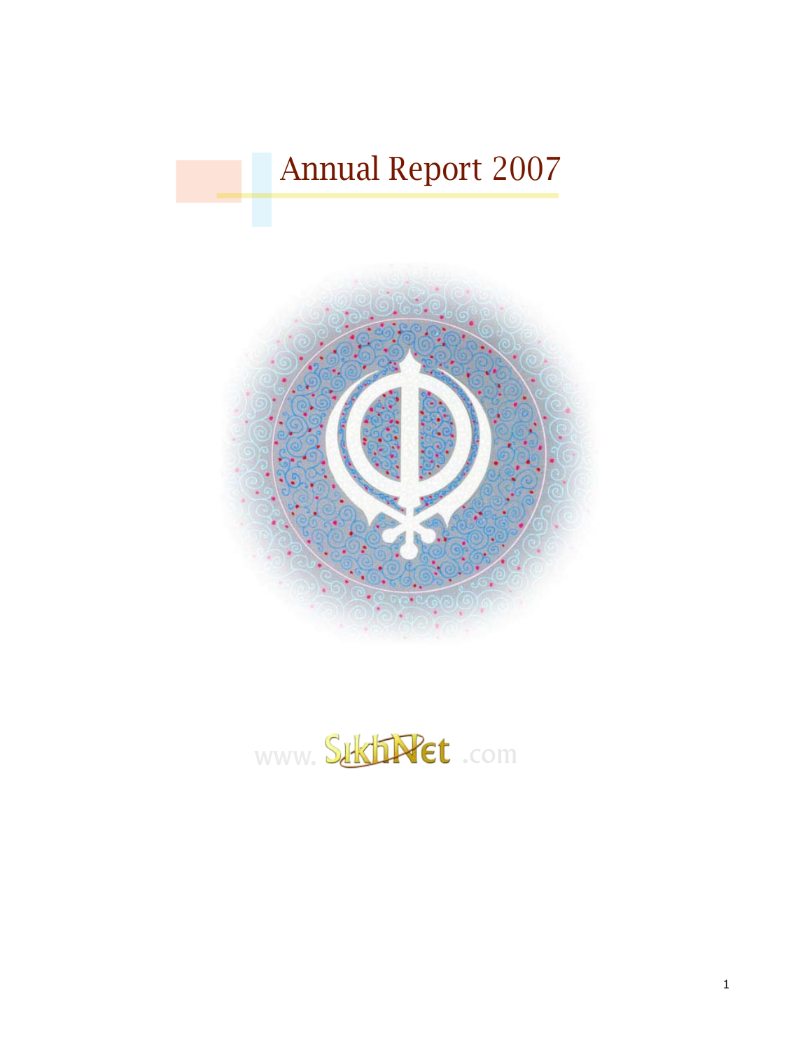# Annual Report 2007

www.SikhNet.com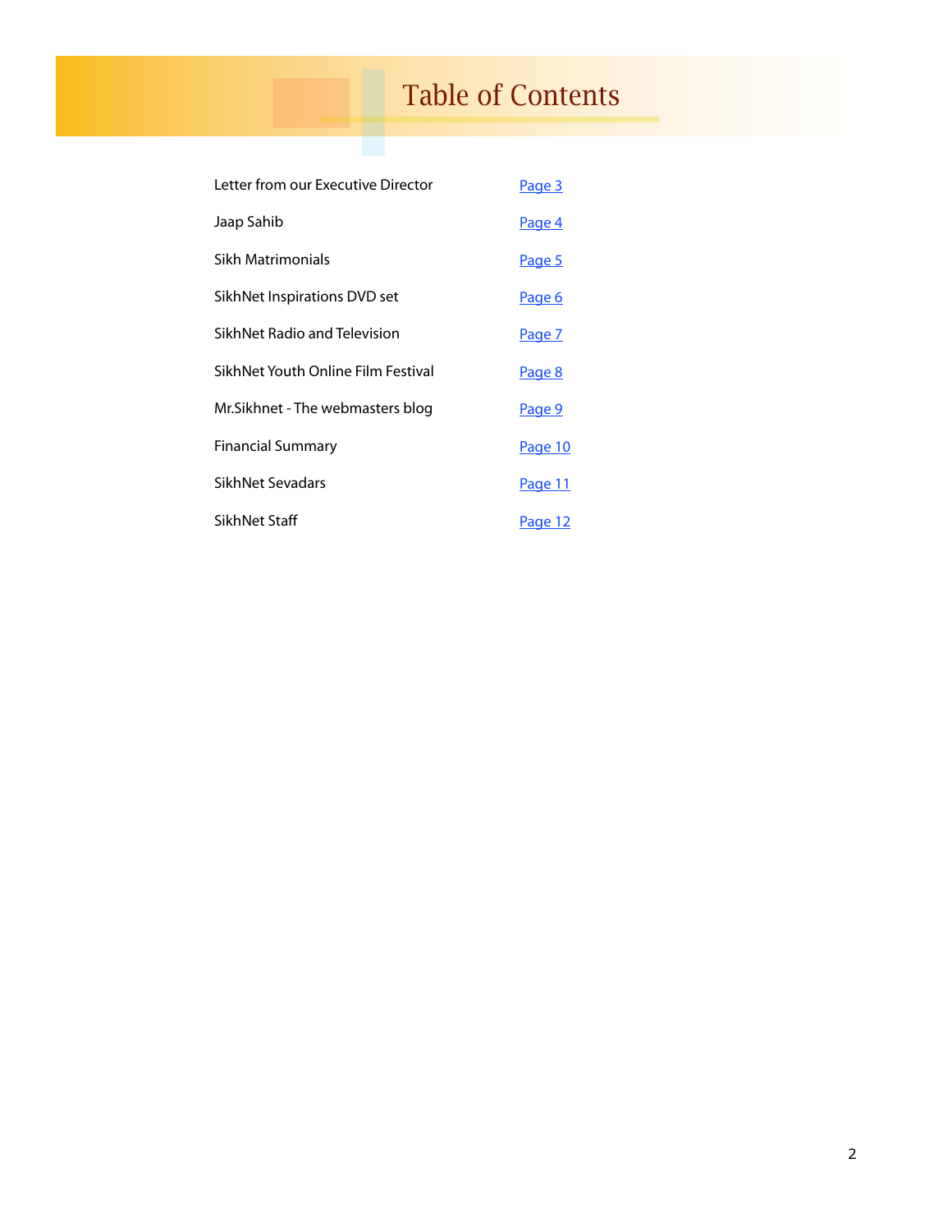# Table of Contents

| | |
|---|---|
| Letter from our Executive Director | Page 3 |
| Jaap Sahib | Page 4 |
| Sikh Matrimonials | Page 5 |
| SikhNet Inspirations DVD set | Page 6 |
| SikhNet Radio and Television | Page 7 |
| SikhNet Youth Online Film Festival | Page 8 |
| Mr.Sikhnet - The webmasters blog | Page 9 |
| Financial Summary | Page 10 |
| SikhNet Sevadars | Page 11 |
| SikhNet Staff | Page 12 |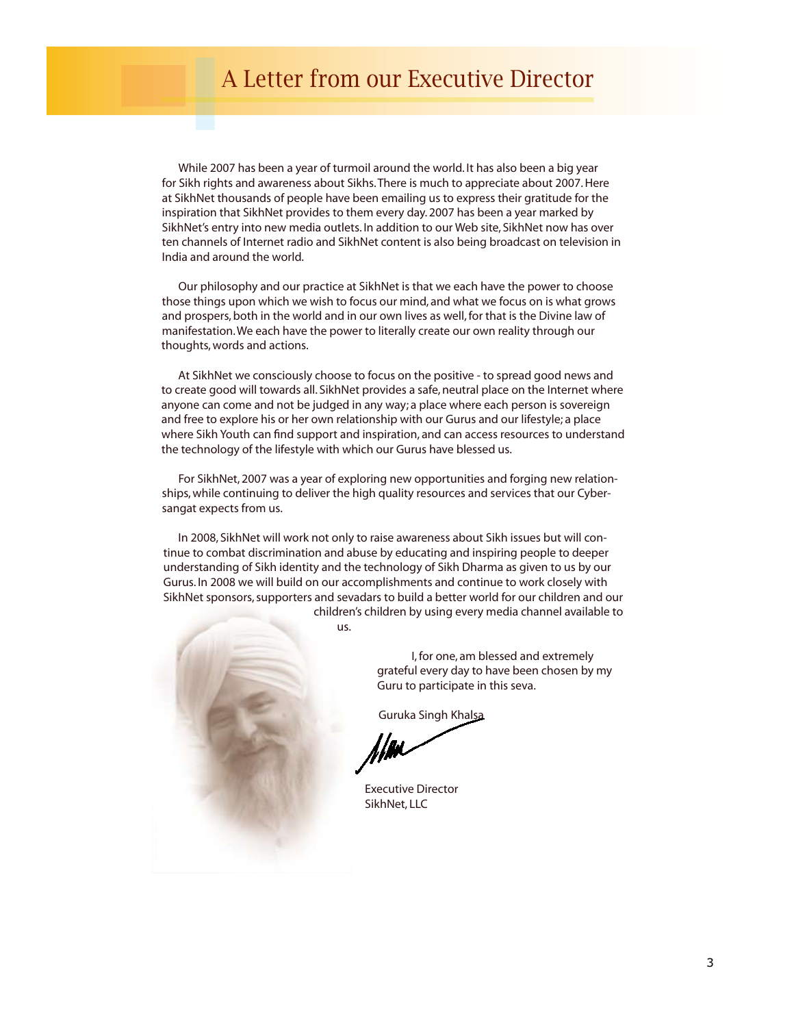# A Letter from our Executive Director

While 2007 has been a year of turmoil around the world. It has also been a big year for Sikh rights and awareness about Sikhs. There is much to appreciate about 2007. Here at SikhNet thousands of people have been emailing us to express their gratitude for the inspiration that SikhNet provides to them every day. 2007 has been a year marked by SikhNet's entry into new media outlets. In addition to our Web site, SikhNet now has over ten channels of Internet radio and SikhNet content is also being broadcast on television in India and around the world.

Our philosophy and our practice at SikhNet is that we each have the power to choose those things upon which we wish to focus our mind, and what we focus on is what grows and prospers, both in the world and in our own lives as well, for that is the Divine law of manifestation. We each have the power to literally create our own reality through our thoughts, words and actions.

At SikhNet we consciously choose to focus on the positive - to spread good news and to create good will towards all. SikhNet provides a safe, neutral place on the Internet where anyone can come and not be judged in any way; a place where each person is sovereign and free to explore his or her own relationship with our Gurus and our lifestyle; a place where Sikh Youth can find support and inspiration, and can access resources to understand the technology of the lifestyle with which our Gurus have blessed us.

For SikhNet, 2007 was a year of exploring new opportunities and forging new relationships, while continuing to deliver the high quality resources and services that our Cyber-sangat expects from us.

In 2008, SikhNet will work not only to raise awareness about Sikh issues but will continue to combat discrimination and abuse by educating and inspiring people to deeper understanding of Sikh identity and the technology of Sikh Dharma as given to us by our Gurus. In 2008 we will build on our accomplishments and continue to work closely with SikhNet sponsors, supporters and sevadars to build a better world for our children and our children's children by using every media channel available to us.

I, for one, am blessed and extremely grateful every day to have been chosen by my Guru to participate in this seva.

Guruka Singh Khalsa

Executive Director
SikhNet, LLC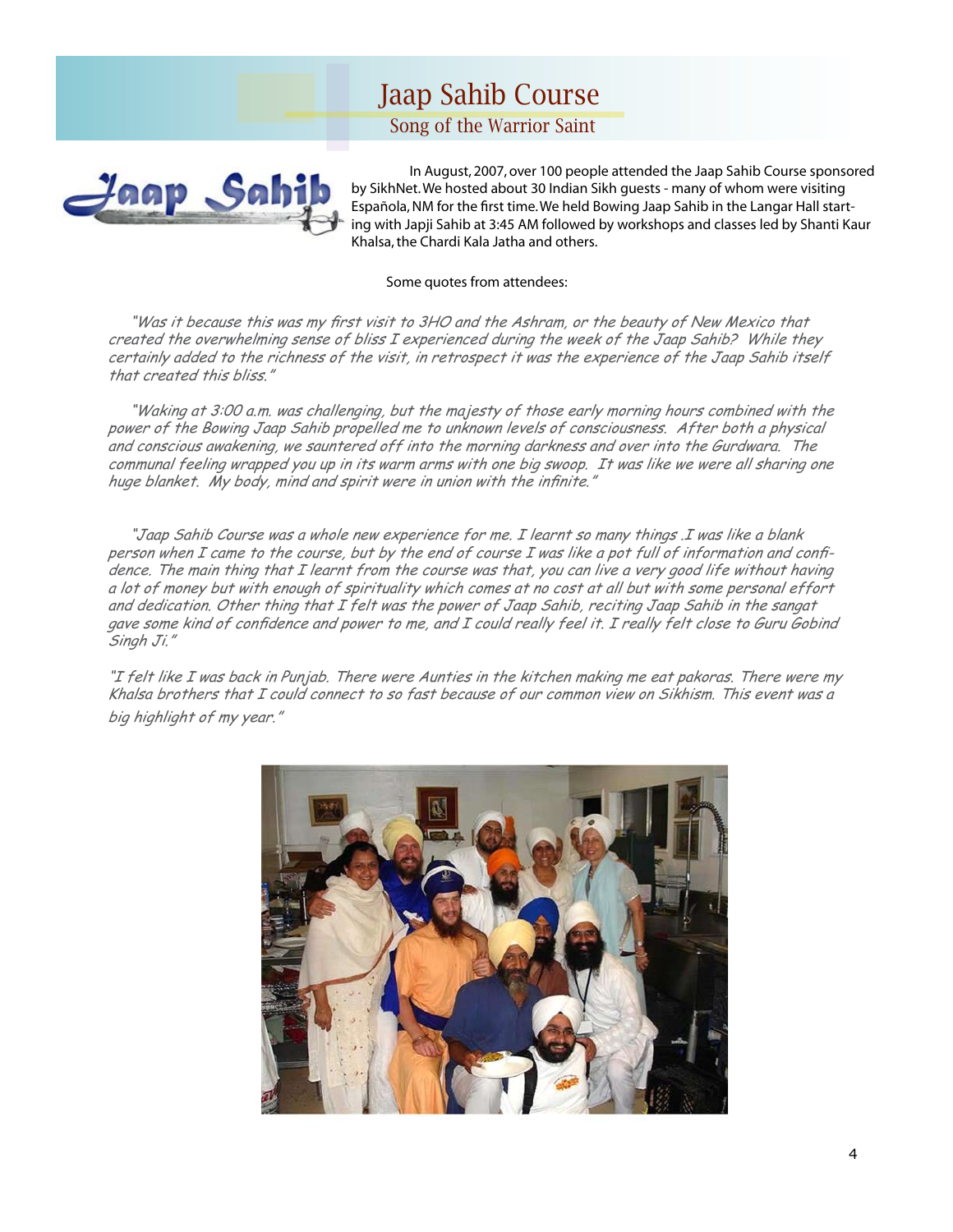# Jaap Sahib Course

## Song of the Warrior Saint

In August, 2007, over 100 people attended the Jaap Sahib Course sponsored by SikhNet. We hosted about 30 Indian Sikh guests - many of whom were visiting Española, NM for the first time. We held Bowing Jaap Sahib in the Langar Hall starting with Japji Sahib at 3:45 AM followed by workshops and classes led by Shanti Kaur Khalsa, the Chardi Kala Jatha and others.

Some quotes from attendees:

*"Was it because this was my first visit to 3HO and the Ashram, or the beauty of New Mexico that created the overwhelming sense of bliss I experienced during the week of the Jaap Sahib? While they certainly added to the richness of the visit, in retrospect it was the experience of the Jaap Sahib itself that created this bliss."*

*"Waking at 3:00 a.m. was challenging, but the majesty of those early morning hours combined with the power of the Bowing Jaap Sahib propelled me to unknown levels of consciousness. After both a physical and conscious awakening, we sauntered off into the morning darkness and over into the Gurdwara. The communal feeling wrapped you up in its warm arms with one big swoop. It was like we were all sharing one huge blanket. My body, mind and spirit were in union with the infinite."*

*"Jaap Sahib Course was a whole new experience for me. I learnt so many things .I was like a blank person when I came to the course, but by the end of course I was like a pot full of information and confidence. The main thing that I learnt from the course was that, you can live a very good life without having a lot of money but with enough of spirituality which comes at no cost at all but with some personal effort and dedication. Other thing that I felt was the power of Jaap Sahib, reciting Jaap Sahib in the sangat gave some kind of confidence and power to me, and I could really feel it. I really felt close to Guru Gobind Singh Ji."*

*"I felt like I was back in Punjab. There were Aunties in the kitchen making me eat pakoras. There were my Khalsa brothers that I could connect to so fast because of our common view on Sikhism. This event was a big highlight of my year."*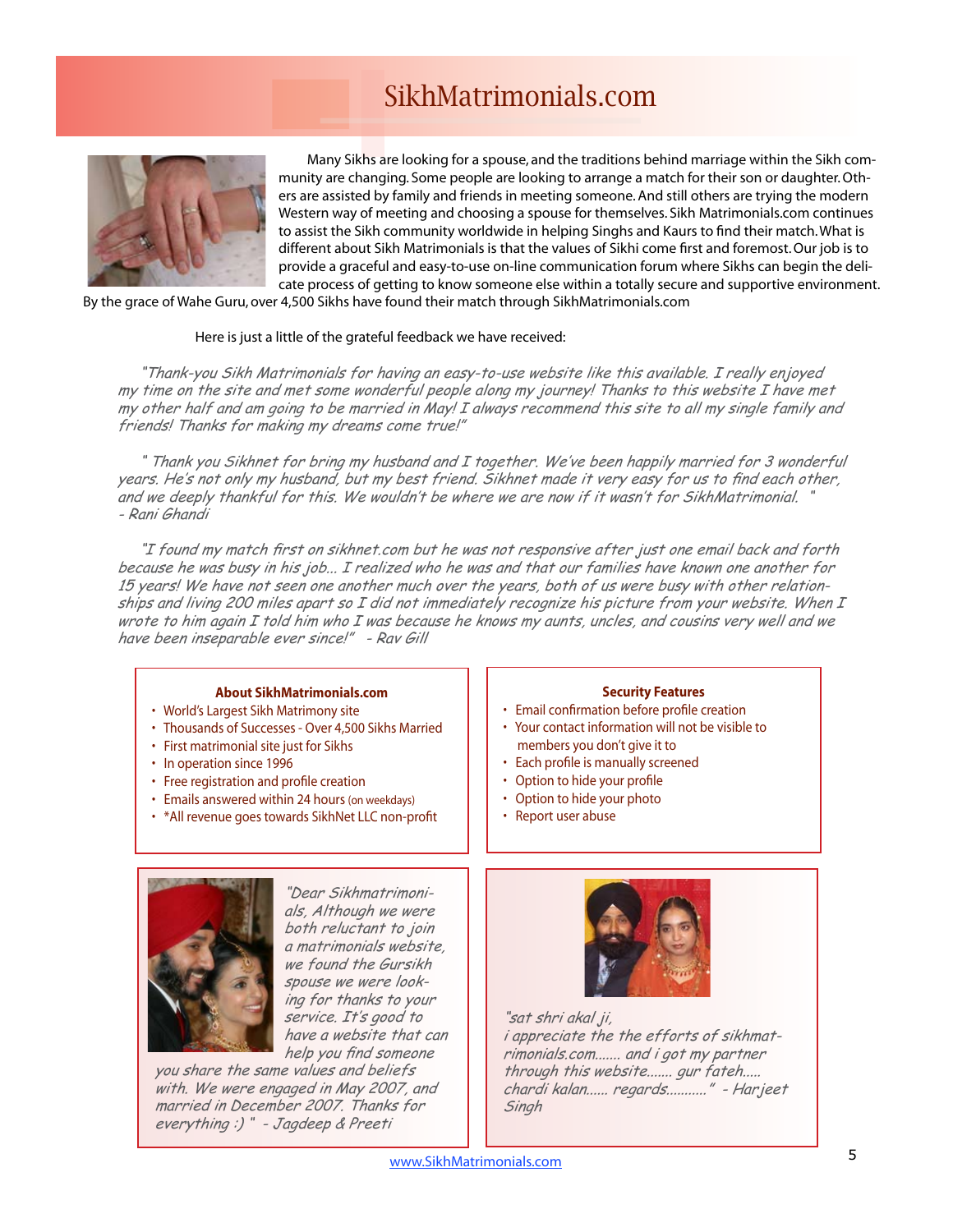# SikhMatrimonials.com

Many Sikhs are looking for a spouse, and the traditions behind marriage within the Sikh community are changing. Some people are looking to arrange a match for their son or daughter. Others are assisted by family and friends in meeting someone. And still others are trying the modern Western way of meeting and choosing a spouse for themselves. Sikh Matrimonials.com continues to assist the Sikh community worldwide in helping Singhs and Kaurs to find their match. What is different about Sikh Matrimonials is that the values of Sikhi come first and foremost. Our job is to provide a graceful and easy-to-use on-line communication forum where Sikhs can begin the delicate process of getting to know someone else within a totally secure and supportive environment. By the grace of Wahe Guru, over 4,500 Sikhs have found their match through SikhMatrimonials.com

Here is just a little of the grateful feedback we have received:

*"Thank-you Sikh Matrimonials for having an easy-to-use website like this available. I really enjoyed my time on the site and met some wonderful people along my journey! Thanks to this website I have met my other half and am going to be married in May! I always recommend this site to all my single family and friends! Thanks for making my dreams come true!"*

*" Thank you Sikhnet for bring my husband and I together. We've been happily married for 3 wonderful years. He's not only my husband, but my best friend. Sikhnet made it very easy for us to find each other, and we deeply thankful for this. We wouldn't be where we are now if it wasn't for SikhMatrimonial. " - Rani Ghandi*

*"I found my match first on sikhnet.com but he was not responsive after just one email back and forth because he was busy in his job... I realized who he was and that our families have known one another for 15 years! We have not seen one another much over the years, both of us were busy with other relationships and living 200 miles apart so I did not immediately recognize his picture from your website. When I wrote to him again I told him who I was because he knows my aunts, uncles, and cousins very well and we have been inseparable ever since!" - Rav Gill*

**About SikhMatrimonials.com**

- World's Largest Sikh Matrimony site
- Thousands of Successes - Over 4,500 Sikhs Married
- First matrimonial site just for Sikhs
- In operation since 1996
- Free registration and profile creation
- Emails answered within 24 hours (on weekdays)
- *All revenue goes towards SikhNet LLC non-profit

**Security Features**

- Email confirmation before profile creation
- Your contact information will not be visible to members you don't give it to
- Each profile is manually screened
- Option to hide your profile
- Option to hide your photo
- Report user abuse

*"Dear Sikhmatrimonials, Although we were both reluctant to join a matrimonials website, we found the Gursikh spouse we were looking for thanks to your service. It's good to have a website that can help you find someone you share the same values and beliefs with. We were engaged in May 2007, and married in December 2007. Thanks for everything :) " - Jagdeep & Preeti*

*"sat shri akal ji,
i appreciate the the efforts of sikhmatrimonials.com....... and i got my partner through this website....... gur fateh..... chardi kalan...... regards..........." - Harjeet Singh*

www.SikhMatrimonials.com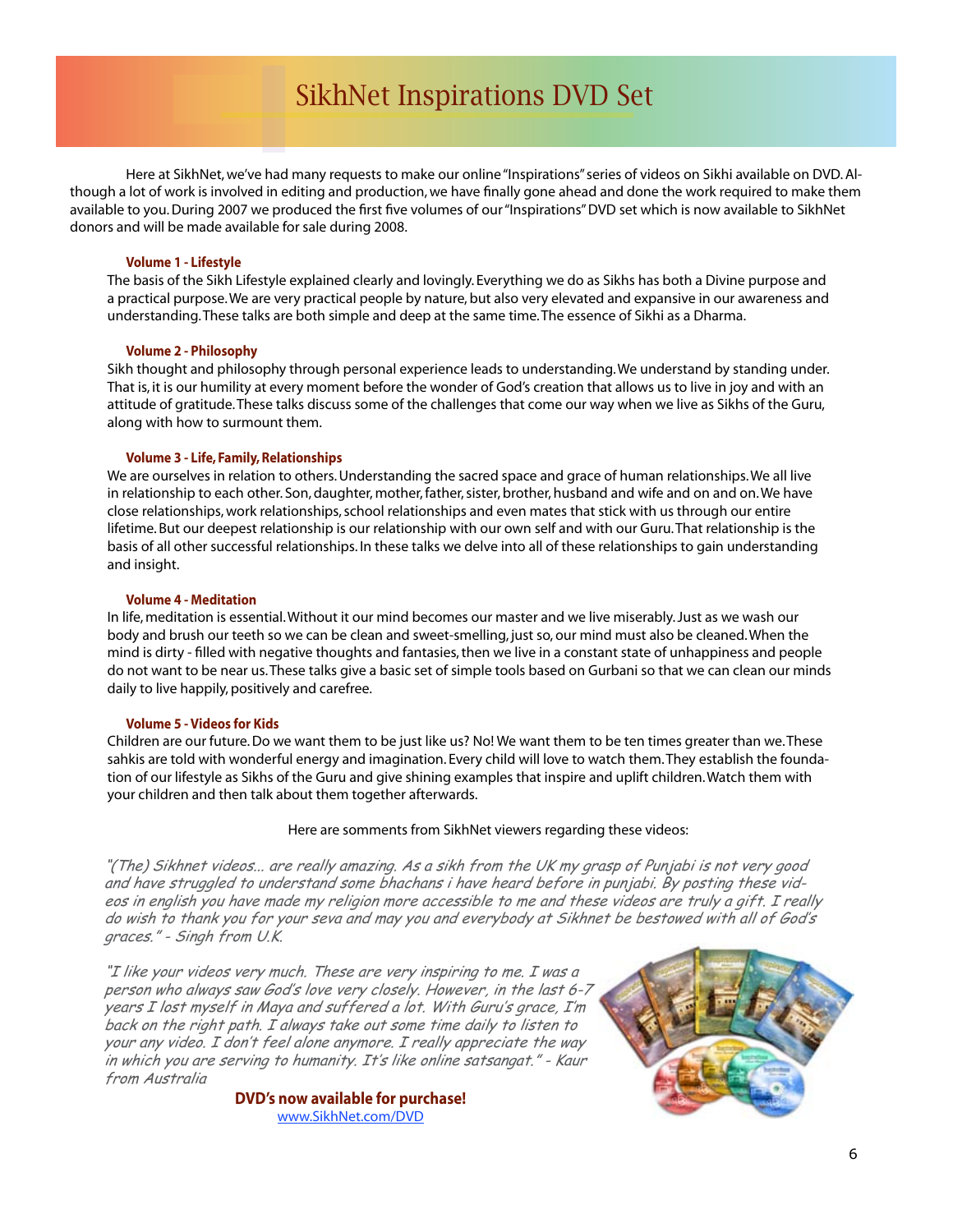# SikhNet Inspirations DVD Set

Here at SikhNet, we've had many requests to make our online "Inspirations" series of videos on Sikhi available on DVD. Although a lot of work is involved in editing and production, we have finally gone ahead and done the work required to make them available to you. During 2007 we produced the first five volumes of our "Inspirations" DVD set which is now available to SikhNet donors and will be made available for sale during 2008.

**Volume 1 - Lifestyle**

The basis of the Sikh Lifestyle explained clearly and lovingly. Everything we do as Sikhs has both a Divine purpose and a practical purpose. We are very practical people by nature, but also very elevated and expansive in our awareness and understanding. These talks are both simple and deep at the same time. The essence of Sikhi as a Dharma.

**Volume 2 - Philosophy**

Sikh thought and philosophy through personal experience leads to understanding. We understand by standing under. That is, it is our humility at every moment before the wonder of God's creation that allows us to live in joy and with an attitude of gratitude. These talks discuss some of the challenges that come our way when we live as Sikhs of the Guru, along with how to surmount them.

**Volume 3 - Life, Family, Relationships**

We are ourselves in relation to others. Understanding the sacred space and grace of human relationships. We all live in relationship to each other. Son, daughter, mother, father, sister, brother, husband and wife and on and on. We have close relationships, work relationships, school relationships and even mates that stick with us through our entire lifetime. But our deepest relationship is our relationship with our own self and with our Guru. That relationship is the basis of all other successful relationships. In these talks we delve into all of these relationships to gain understanding and insight.

**Volume 4 - Meditation**

In life, meditation is essential. Without it our mind becomes our master and we live miserably. Just as we wash our body and brush our teeth so we can be clean and sweet-smelling, just so, our mind must also be cleaned. When the mind is dirty - filled with negative thoughts and fantasies, then we live in a constant state of unhappiness and people do not want to be near us. These talks give a basic set of simple tools based on Gurbani so that we can clean our minds daily to live happily, positively and carefree.

**Volume 5 - Videos for Kids**

Children are our future. Do we want them to be just like us? No! We want them to be ten times greater than we. These sahkis are told with wonderful energy and imagination. Every child will love to watch them. They establish the foundation of our lifestyle as Sikhs of the Guru and give shining examples that inspire and uplift children. Watch them with your children and then talk about them together afterwards.

Here are somments from SikhNet viewers regarding these videos:

*"(The) Sikhnet videos... are really amazing. As a sikh from the UK my grasp of Punjabi is not very good and have struggled to understand some bhachans i have heard before in punjabi. By posting these videos in english you have made my religion more accessible to me and these videos are truly a gift. I really do wish to thank you for your seva and may you and everybody at Sikhnet be bestowed with all of God's graces." - Singh from U.K.*

*"I like your videos very much. These are very inspiring to me. I was a person who always saw God's love very closely. However, in the last 6-7 years I lost myself in Maya and suffered a lot. With Guru's grace, I'm back on the right path. I always take out some time daily to listen to your any video. I don't feel alone anymore. I really appreciate the way in which you are serving to humanity. It's like online satsangat." - Kaur from Australia*

**DVD's now available for purchase!**

www.SikhNet.com/DVD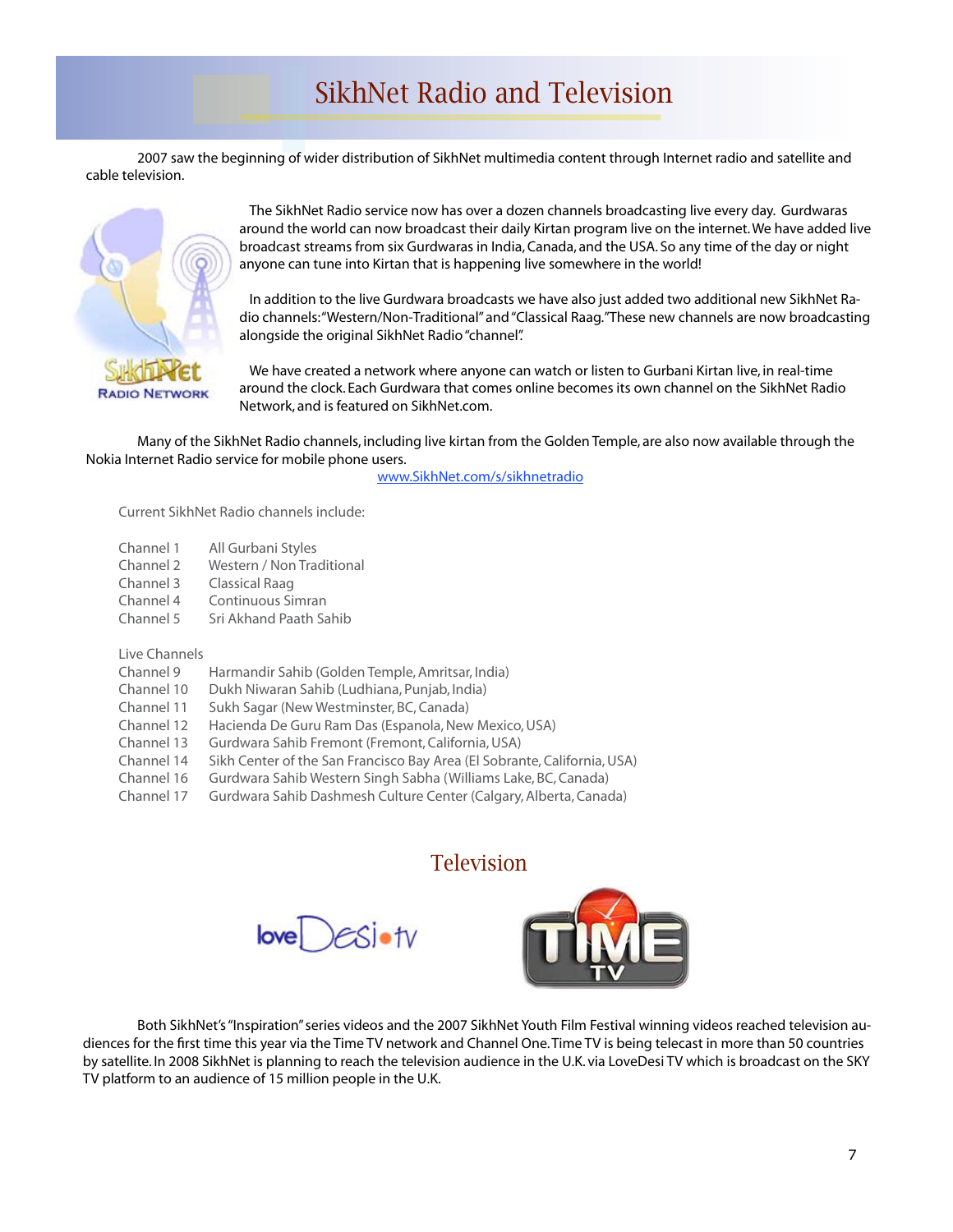# SikhNet Radio and Television

2007 saw the beginning of wider distribution of SikhNet multimedia content through Internet radio and satellite and cable television.

The SikhNet Radio service now has over a dozen channels broadcasting live every day. Gurdwaras around the world can now broadcast their daily Kirtan program live on the internet. We have added live broadcast streams from six Gurdwaras in India, Canada, and the USA. So any time of the day or night anyone can tune into Kirtan that is happening live somewhere in the world!

In addition to the live Gurdwara broadcasts we have also just added two additional new SikhNet Radio channels: "Western/Non-Traditional" and "Classical Raag." These new channels are now broadcasting alongside the original SikhNet Radio "channel".

We have created a network where anyone can watch or listen to Gurbani Kirtan live, in real-time around the clock. Each Gurdwara that comes online becomes its own channel on the SikhNet Radio Network, and is featured on SikhNet.com.

Many of the SikhNet Radio channels, including live kirtan from the Golden Temple, are also now available through the Nokia Internet Radio service for mobile phone users.

www.SikhNet.com/s/sikhnetradio

Current SikhNet Radio channels include:

| | |
|---|---|
| Channel 1 | All Gurbani Styles |
| Channel 2 | Western / Non Traditional |
| Channel 3 | Classical Raag |
| Channel 4 | Continuous Simran |
| Channel 5 | Sri Akhand Paath Sahib |

Live Channels

| | |
|---|---|
| Channel 9 | Harmandir Sahib (Golden Temple, Amritsar, India) |
| Channel 10 | Dukh Niwaran Sahib (Ludhiana, Punjab, India) |
| Channel 11 | Sukh Sagar (New Westminster, BC, Canada) |
| Channel 12 | Hacienda De Guru Ram Das (Espanola, New Mexico, USA) |
| Channel 13 | Gurdwara Sahib Fremont (Fremont, California, USA) |
| Channel 14 | Sikh Center of the San Francisco Bay Area (El Sobrante, California, USA) |
| Channel 16 | Gurdwara Sahib Western Singh Sabha (Williams Lake, BC, Canada) |
| Channel 17 | Gurdwara Sahib Dashmesh Culture Center (Calgary, Alberta, Canada) |

## Television

Both SikhNet's "Inspiration" series videos and the 2007 SikhNet Youth Film Festival winning videos reached television audiences for the first time this year via the Time TV network and Channel One. Time TV is being telecast in more than 50 countries by satellite. In 2008 SikhNet is planning to reach the television audience in the U.K. via LoveDesi TV which is broadcast on the SKY TV platform to an audience of 15 million people in the U.K.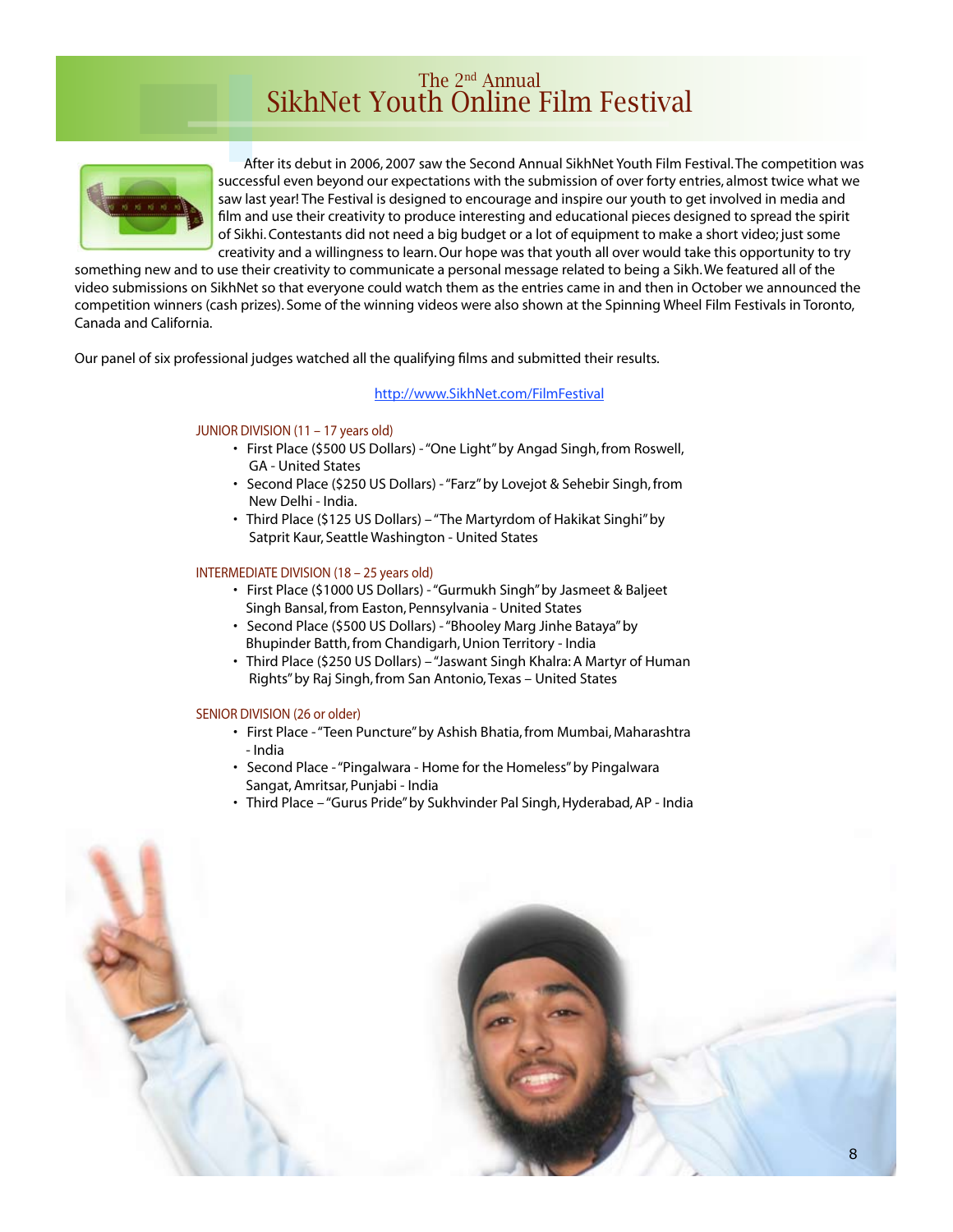# The 2nd Annual SikhNet Youth Online Film Festival

After its debut in 2006, 2007 saw the Second Annual SikhNet Youth Film Festival. The competition was successful even beyond our expectations with the submission of over forty entries, almost twice what we saw last year! The Festival is designed to encourage and inspire our youth to get involved in media and film and use their creativity to produce interesting and educational pieces designed to spread the spirit of Sikhi. Contestants did not need a big budget or a lot of equipment to make a short video; just some creativity and a willingness to learn. Our hope was that youth all over would take this opportunity to try something new and to use their creativity to communicate a personal message related to being a Sikh. We featured all of the video submissions on SikhNet so that everyone could watch them as the entries came in and then in October we announced the competition winners (cash prizes). Some of the winning videos were also shown at the Spinning Wheel Film Festivals in Toronto, Canada and California.

Our panel of six professional judges watched all the qualifying films and submitted their results.

http://www.SikhNet.com/FilmFestival

JUNIOR DIVISION (11 – 17 years old)

- First Place ($500 US Dollars) - "One Light" by Angad Singh, from Roswell, GA - United States
- Second Place ($250 US Dollars) - "Farz" by Lovejot & Sehebir Singh, from New Delhi - India.
- Third Place ($125 US Dollars) – "The Martyrdom of Hakikat Singhi" by Satprit Kaur, Seattle Washington - United States

INTERMEDIATE DIVISION (18 – 25 years old)

- First Place ($1000 US Dollars) - "Gurmukh Singh" by Jasmeet & Baljeet Singh Bansal, from Easton, Pennsylvania - United States
- Second Place ($500 US Dollars) - "Bhooley Marg Jinhe Bataya" by Bhupinder Batth, from Chandigarh, Union Territory - India
- Third Place ($250 US Dollars) – "Jaswant Singh Khalra: A Martyr of Human Rights" by Raj Singh, from San Antonio, Texas – United States

SENIOR DIVISION (26 or older)

- First Place - "Teen Puncture" by Ashish Bhatia, from Mumbai, Maharashtra - India
- Second Place - "Pingalwara - Home for the Homeless" by Pingalwara Sangat, Amritsar, Punjabi - India
- Third Place – "Gurus Pride" by Sukhvinder Pal Singh, Hyderabad, AP - India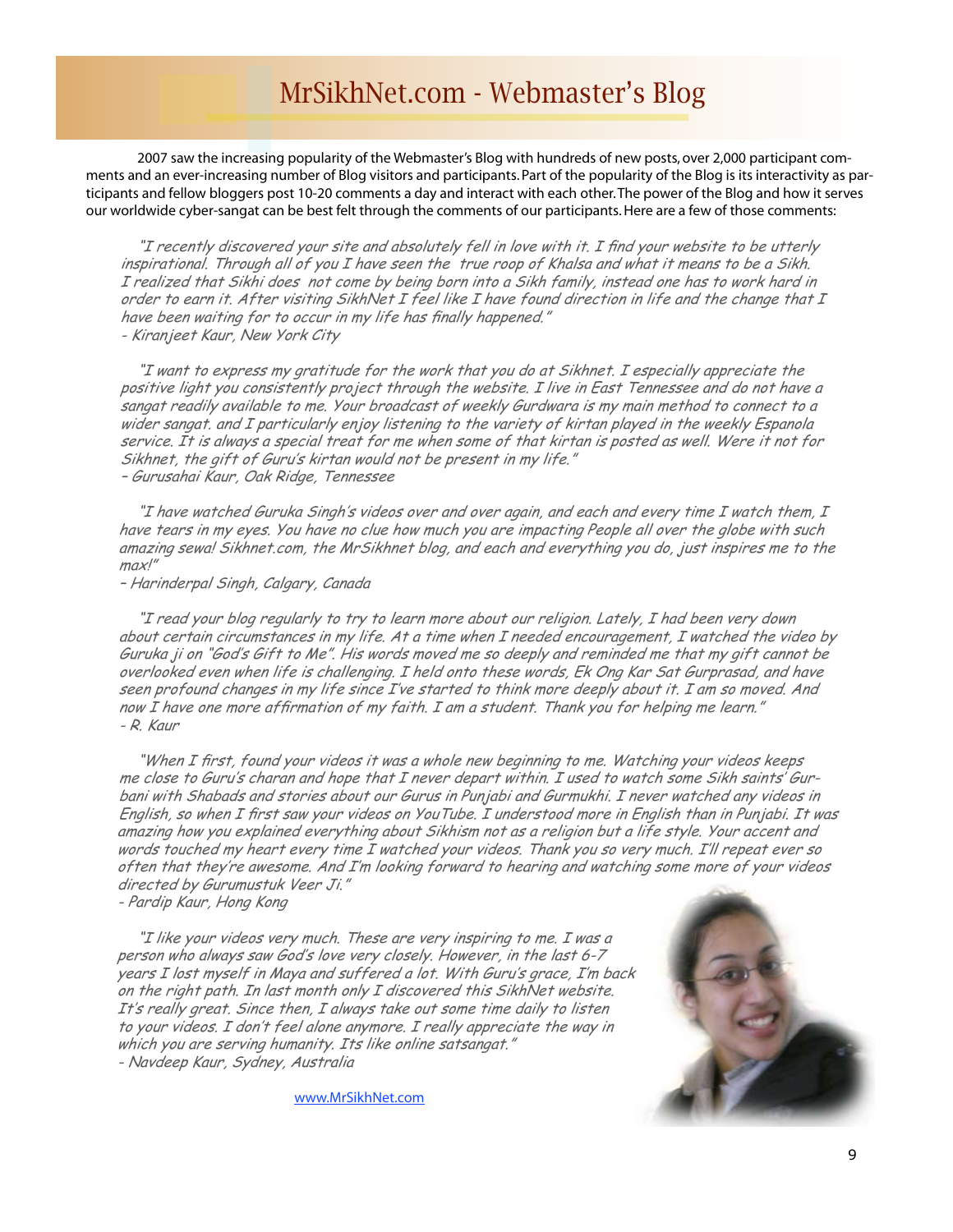# MrSikhNet.com - Webmaster's Blog

2007 saw the increasing popularity of the Webmaster's Blog with hundreds of new posts, over 2,000 participant comments and an ever-increasing number of Blog visitors and participants. Part of the popularity of the Blog is its interactivity as participants and fellow bloggers post 10-20 comments a day and interact with each other. The power of the Blog and how it serves our worldwide cyber-sangat can be best felt through the comments of our participants. Here are a few of those comments:

*"I recently discovered your site and absolutely fell in love with it. I find your website to be utterly inspirational. Through all of you I have seen the true roop of Khalsa and what it means to be a Sikh. I realized that Sikhi does not come by being born into a Sikh family, instead one has to work hard in order to earn it. After visiting SikhNet I feel like I have found direction in life and the change that I have been waiting for to occur in my life has finally happened."*
*- Kiranjeet Kaur, New York City*

*"I want to express my gratitude for the work that you do at Sikhnet. I especially appreciate the positive light you consistently project through the website. I live in East Tennessee and do not have a sangat readily available to me. Your broadcast of weekly Gurdwara is my main method to connect to a wider sangat. and I particularly enjoy listening to the variety of kirtan played in the weekly Espanola service. It is always a special treat for me when some of that kirtan is posted as well. Were it not for Sikhnet, the gift of Guru's kirtan would not be present in my life."*
*– Gurusahai Kaur, Oak Ridge, Tennessee*

*"I have watched Guruka Singh's videos over and over again, and each and every time I watch them, I have tears in my eyes. You have no clue how much you are impacting People all over the globe with such amazing sewa! Sikhnet.com, the MrSikhnet blog, and each and everything you do, just inspires me to the max!"*
*– Harinderpal Singh, Calgary, Canada*

*"I read your blog regularly to try to learn more about our religion. Lately, I had been very down about certain circumstances in my life. At a time when I needed encouragement, I watched the video by Guruka ji on "God's Gift to Me". His words moved me so deeply and reminded me that my gift cannot be overlooked even when life is challenging. I held onto these words, Ek Ong Kar Sat Gurprasad, and have seen profound changes in my life since I've started to think more deeply about it. I am so moved. And now I have one more affirmation of my faith. I am a student. Thank you for helping me learn."*
*- R. Kaur*

*"When I first, found your videos it was a whole new beginning to me. Watching your videos keeps me close to Guru's charan and hope that I never depart within. I used to watch some Sikh saints' Gurbani with Shabads and stories about our Gurus in Punjabi and Gurmukhi. I never watched any videos in English, so when I first saw your videos on YouTube. I understood more in English than in Punjabi. It was amazing how you explained everything about Sikhism not as a religion but a life style. Your accent and words touched my heart every time I watched your videos. Thank you so very much. I'll repeat ever so often that they're awesome. And I'm looking forward to hearing and watching some more of your videos directed by Gurumustuk Veer Ji."*
*- Pardip Kaur, Hong Kong*

*"I like your videos very much. These are very inspiring to me. I was a person who always saw God's love very closely. However, in the last 6-7 years I lost myself in Maya and suffered a lot. With Guru's grace, I'm back on the right path. In last month only I discovered this SikhNet website. It's really great. Since then, I always take out some time daily to listen to your videos. I don't feel alone anymore. I really appreciate the way in which you are serving humanity. Its like online satsangat."*
*- Navdeep Kaur, Sydney, Australia*

www.MrSikhNet.com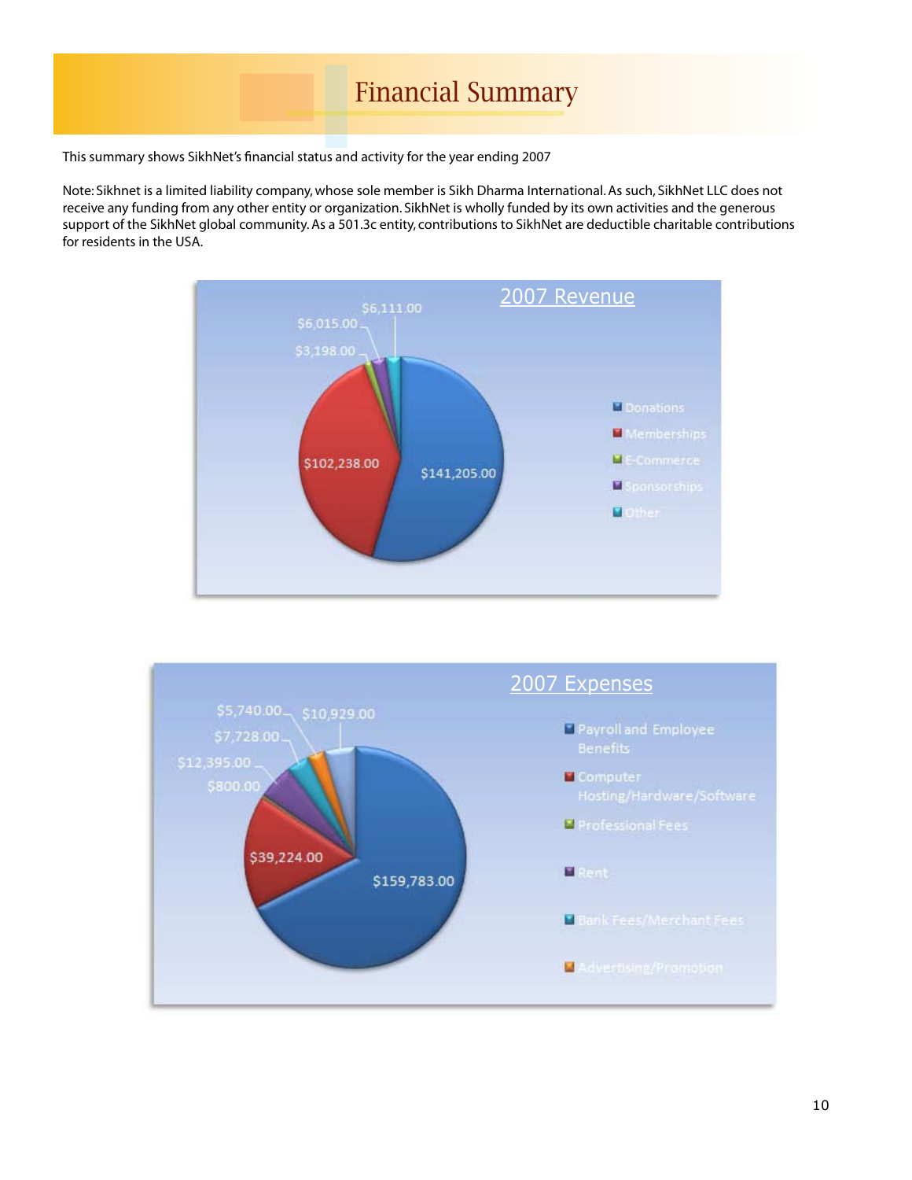# Financial Summary

This summary shows SikhNet's financial status and activity for the year ending 2007

Note: Sikhnet is a limited liability company, whose sole member is Sikh Dharma International. As such, SikhNet LLC does not receive any funding from any other entity or organization. SikhNet is wholly funded by its own activities and the generous support of the SikhNet global community. As a 501.3c entity, contributions to SikhNet are deductible charitable contributions for residents in the USA.

## 2007 Revenue

| Category | Amount |
| --- | --- |
| Donations | $141,205.00 |
| Memberships | $102,238.00 |
| E-Commerce | $3,198.00 |
| Sponsorships | $6,015.00 |
| Other | $6,111.00 |

## 2007 Expenses

| Category | Amount |
| --- | --- |
| Payroll and Employee Benefits | $159,783.00 |
| Computer Hosting/Hardware/Software | $39,224.00 |
| Professional Fees | $800.00 |
| Rent | $12,395.00 |
| Bank Fees/Merchant Fees | $7,728.00 |
| Advertising/Promotion | $5,740.00 |
| (unlabeled) | $10,929.00 |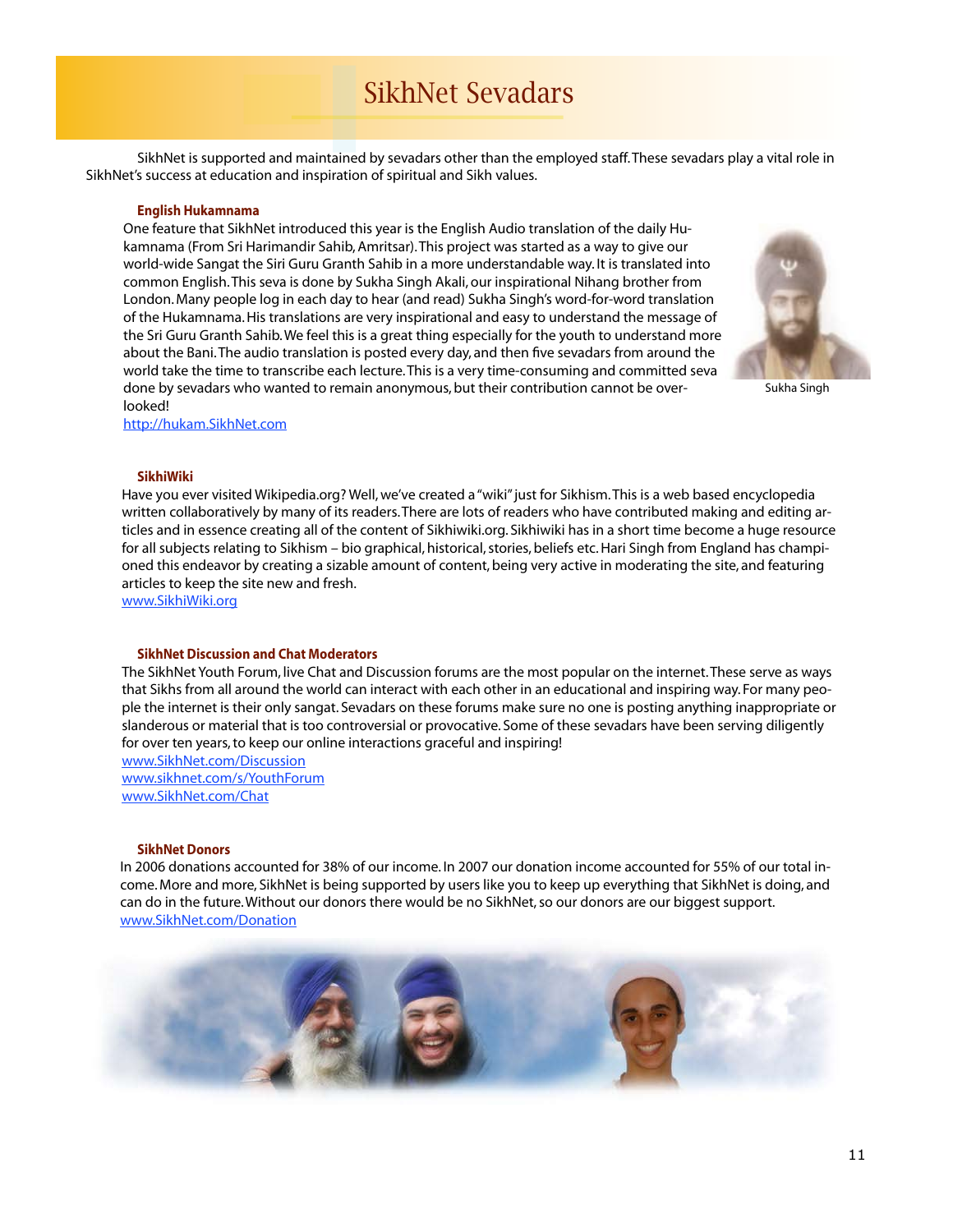# SikhNet Sevadars

SikhNet is supported and maintained by sevadars other than the employed staff. These sevadars play a vital role in SikhNet's success at education and inspiration of spiritual and Sikh values.

### English Hukamnama

One feature that SikhNet introduced this year is the English Audio translation of the daily Hukamnama (From Sri Harimandir Sahib, Amritsar). This project was started as a way to give our world-wide Sangat the Siri Guru Granth Sahib in a more understandable way. It is translated into common English. This seva is done by Sukha Singh Akali, our inspirational Nihang brother from London. Many people log in each day to hear (and read) Sukha Singh's word-for-word translation of the Hukamnama. His translations are very inspirational and easy to understand the message of the Sri Guru Granth Sahib. We feel this is a great thing especially for the youth to understand more about the Bani. The audio translation is posted every day, and then five sevadars from around the world take the time to transcribe each lecture. This is a very time-consuming and committed seva done by sevadars who wanted to remain anonymous, but their contribution cannot be overlooked!

Sukha Singh

http://hukam.SikhNet.com

### SikhiWiki

Have you ever visited Wikipedia.org? Well, we've created a "wiki" just for Sikhism. This is a web based encyclopedia written collaboratively by many of its readers. There are lots of readers who have contributed making and editing articles and in essence creating all of the content of Sikhiwiki.org. Sikhiwiki has in a short time become a huge resource for all subjects relating to Sikhism – bio graphical, historical, stories, beliefs etc. Hari Singh from England has championed this endeavor by creating a sizable amount of content, being very active in moderating the site, and featuring articles to keep the site new and fresh.

www.SikhiWiki.org

### SikhNet Discussion and Chat Moderators

The SikhNet Youth Forum, live Chat and Discussion forums are the most popular on the internet. These serve as ways that Sikhs from all around the world can interact with each other in an educational and inspiring way. For many people the internet is their only sangat. Sevadars on these forums make sure no one is posting anything inappropriate or slanderous or material that is too controversial or provocative. Some of these sevadars have been serving diligently for over ten years, to keep our online interactions graceful and inspiring!

www.SikhNet.com/Discussion
www.sikhnet.com/s/YouthForum
www.SikhNet.com/Chat

### SikhNet Donors

In 2006 donations accounted for 38% of our income. In 2007 our donation income accounted for 55% of our total income. More and more, SikhNet is being supported by users like you to keep up everything that SikhNet is doing, and can do in the future. Without our donors there would be no SikhNet, so our donors are our biggest support.

www.SikhNet.com/Donation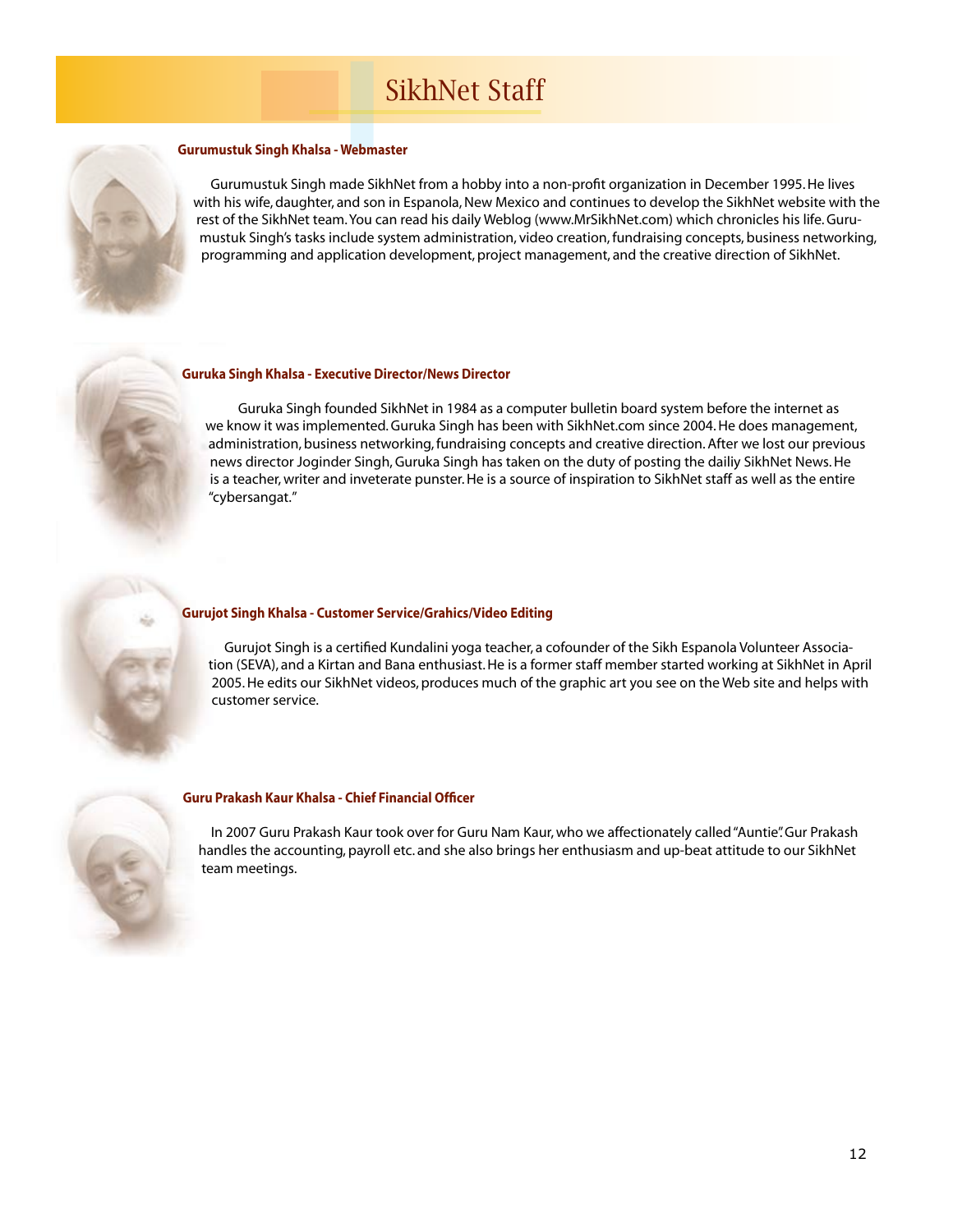# SikhNet Staff

**Gurumustuk Singh Khalsa - Webmaster**

Gurumustuk Singh made SikhNet from a hobby into a non-profit organization in December 1995. He lives with his wife, daughter, and son in Espanola, New Mexico and continues to develop the SikhNet website with the rest of the SikhNet team. You can read his daily Weblog (www.MrSikhNet.com) which chronicles his life. Gurumustuk Singh's tasks include system administration, video creation, fundraising concepts, business networking, programming and application development, project management, and the creative direction of SikhNet.

**Guruka Singh Khalsa - Executive Director/News Director**

Guruka Singh founded SikhNet in 1984 as a computer bulletin board system before the internet as we know it was implemented. Guruka Singh has been with SikhNet.com since 2004. He does management, administration, business networking, fundraising concepts and creative direction. After we lost our previous news director Joginder Singh, Guruka Singh has taken on the duty of posting the dailiy SikhNet News. He is a teacher, writer and inveterate punster. He is a source of inspiration to SikhNet staff as well as the entire "cybersangat."

**Gurujot Singh Khalsa - Customer Service/Grahics/Video Editing**

Gurujot Singh is a certified Kundalini yoga teacher, a cofounder of the Sikh Espanola Volunteer Association (SEVA), and a Kirtan and Bana enthusiast. He is a former staff member started working at SikhNet in April 2005. He edits our SikhNet videos, produces much of the graphic art you see on the Web site and helps with customer service.

**Guru Prakash Kaur Khalsa - Chief Financial Officer**

In 2007 Guru Prakash Kaur took over for Guru Nam Kaur, who we affectionately called "Auntie". Gur Prakash handles the accounting, payroll etc. and she also brings her enthusiasm and up-beat attitude to our SikhNet team meetings.